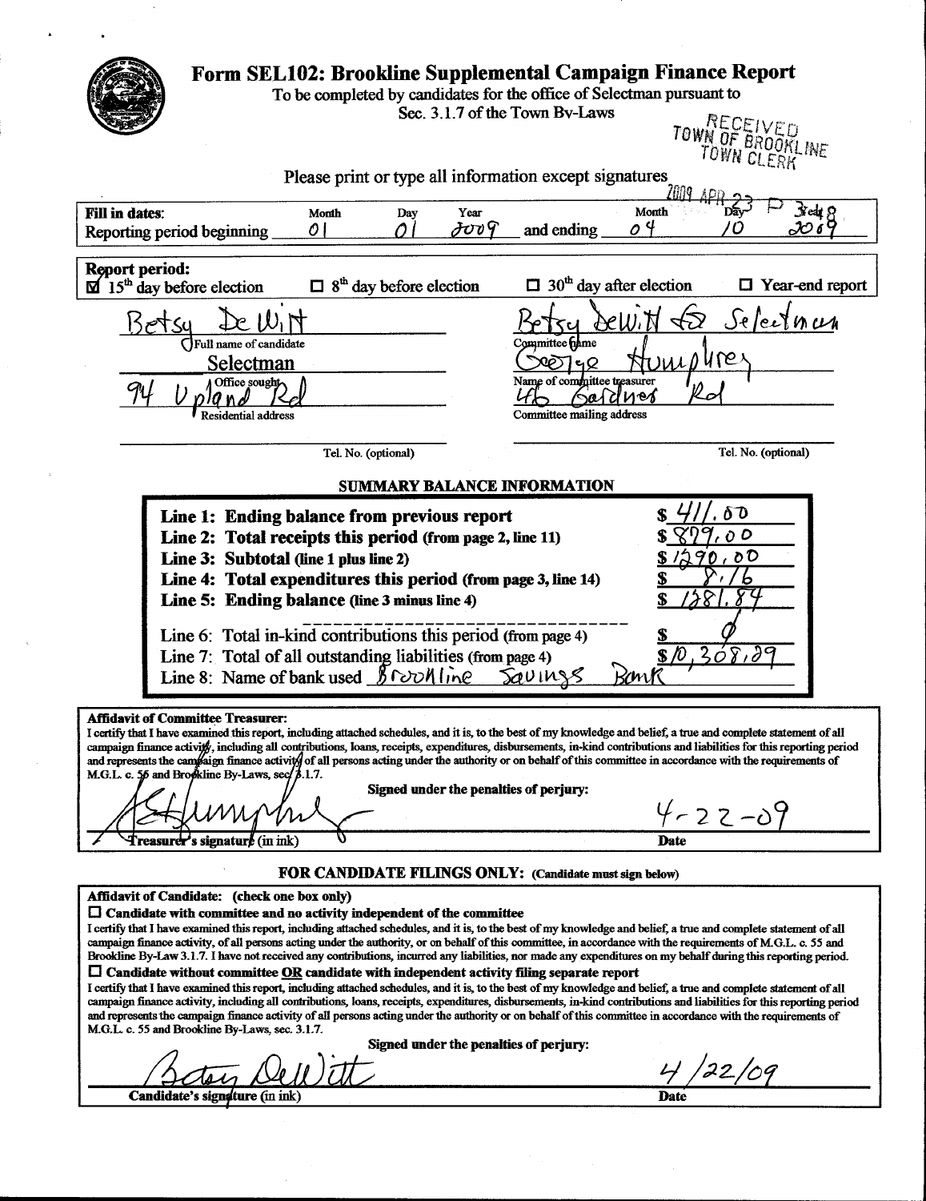# Form SEL102: Brookline Supplemental Campaign Finance Report

To be completed by candidates for the office of Selectman pursuant to Sec. 3.1.7 of the Town By-Laws

RECEIVED TOWN OF BROOKLINE TOWN CLERK

2009 APR 23 P 3:48

Please print or type all information except signatures

**Fill in dates:**

| Reporting period beginning | Month: 01 | Day: 01 | Year: 2009 | and ending | Month: 04 | Day: 10 | Year: 2009 |
|---|---|---|---|---|---|---|---|

**Report period:**

☑ 15th day before election ☐ 8th day before election ☐ 30th day after election ☐ Year-end report

| | |
|---|---|
| Betsy DeWitt | Betsy DeWitt for Selectman |
| Full name of candidate | Committee name |
| Selectman | George Humphrey |
| Office sought | Name of committee treasurer |
| 94 Upland Rd | 46 Gardner Rd |
| Residential address | Committee mailing address |
| Tel. No. (optional) | Tel. No. (optional) |

## SUMMARY BALANCE INFORMATION

| | |
|---|---|
| **Line 1: Ending balance from previous report** | $ 411.00 |
| **Line 2: Total receipts this period (from page 2, line 11)** | $ 879.00 |
| **Line 3: Subtotal (line 1 plus line 2)** | $ 1290.00 |
| **Line 4: Total expenditures this period (from page 3, line 14)** | $ 8.16 |
| **Line 5: Ending balance (line 3 minus line 4)** | $ 1281.84 |
| Line 6: Total in-kind contributions this period (from page 4) | $ 0 |
| Line 7: Total of all outstanding liabilities (from page 4) | $ 10,308.29 |
| Line 8: Name of bank used | Brookline Savings Bank |

**Affidavit of Committee Treasurer:**

I certify that I have examined this report, including attached schedules, and it is, to the best of my knowledge and belief, a true and complete statement of all campaign finance activity, including all contributions, loans, receipts, expenditures, disbursements, in-kind contributions and liabilities for this reporting period and represents the campaign finance activity of all persons acting under the authority or on behalf of this committee in accordance with the requirements of M.G.L. c. 55 and Brookline By-Laws, sec. 3.1.7.

Signed under the penalties of perjury:

[Signature] 4-22-09

Treasurer's signature (in ink) Date

### FOR CANDIDATE FILINGS ONLY: (Candidate must sign below)

**Affidavit of Candidate: (check one box only)**

☐ **Candidate with committee and no activity independent of the committee**

I certify that I have examined this report, including attached schedules, and it is, to the best of my knowledge and belief, a true and complete statement of all campaign finance activity, of all persons acting under the authority, or on behalf of this committee, in accordance with the requirements of M.G.L. c. 55 and Brookline By-Law 3.1.7. I have not received any contributions, incurred any liabilities, nor made any expenditures on my behalf during this reporting period.

☐ **Candidate without committee OR candidate with independent activity filing separate report**

I certify that I have examined this report, including attached schedules, and it is, to the best of my knowledge and belief, a true and complete statement of all campaign finance activity, including all contributions, loans, receipts, expenditures, disbursements, in-kind contributions and liabilities for this reporting period and represents the campaign finance activity of all persons acting under the authority or on behalf of this committee in accordance with the requirements of M.G.L. c. 55 and Brookline By-Laws, sec. 3.1.7.

Signed under the penalties of perjury:

Betsy DeWitt 4/22/09

Candidate's signature (in ink) Date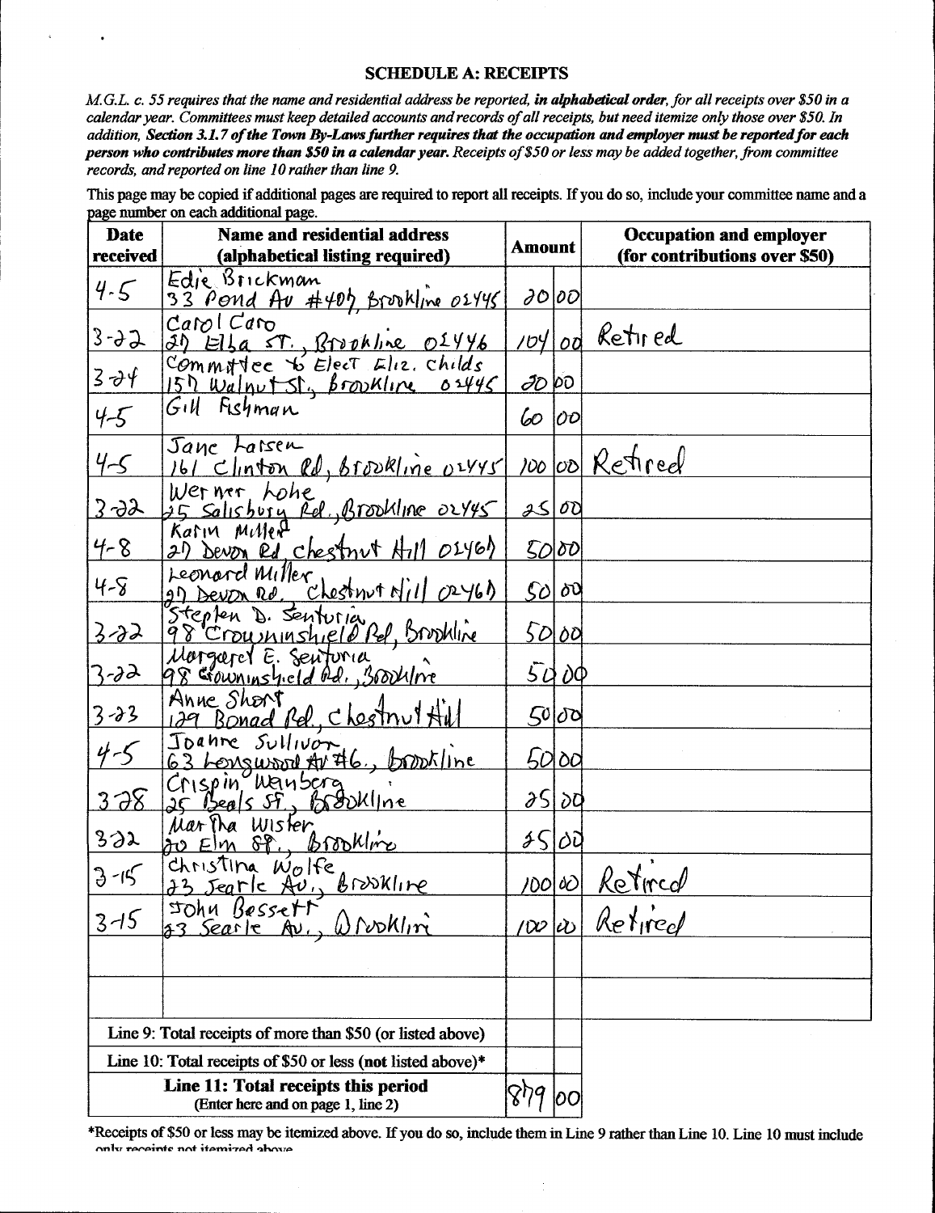## SCHEDULE A: RECEIPTS

*M.G.L. c. 55 requires that the name and residential address be reported,* ***in alphabetical order****, for all receipts over $50 in a calendar year. Committees must keep detailed accounts and records of all receipts, but need itemize only those over $50. In addition,* ***Section 3.1.7 of the Town By-Laws further requires that the occupation and employer must be reported for each person who contributes more than $50 in a calendar year.*** *Receipts of $50 or less may be added together, from committee records, and reported on line 10 rather than line 9.*

This page may be copied if additional pages are required to report all receipts. If you do so, include your committee name and a page number on each additional page.

| Date received | Name and residential address (alphabetical listing required) | Amount | Occupation and employer (for contributions over $50) |
|---|---|---|---|
| 4-5 | Edie Brickman 33 Pond Av #407, Brookline 02445 | 20 00 | |
| 3-22 | Carol Caro 27 Elba ST., Brookline 02446 | 104 00 | Retired |
| 3-24 | Committee to Elect Eliz. childs 157 Walnut St, Brookline 02445 | 20 00 | |
| 4-5 | Gill Fishman | 60 00 | |
| 4-5 | Jane Larsen 161 Clinton Rd, Brookline 02445 | 100 00 | Retired |
| 3-22 | Werner Lohe 25 Salisbury Rd, Brookline 02445 | 25 00 | |
| 4-8 | Karin Miller 27 Devon Rd Chestnut Hill 02467 | 50 00 | |
| 4-8 | Leonard Miller 27 Devon Rd, Chestnut Hill 02467 | 50 00 | |
| 3-22 | Stephen D. Senturia 98 Crowninshield Rd, Brookline | 50 00 | |
| 3-22 | Margaret E. Senturia 98 Crowninshield Rd., Brookline | 50 00 | |
| 3-23 | Anne Short 129 Bonad Rd, Chestnut Hill | 50 00 | |
| 4-5 | Joanne Sullivan 63 Longwood Av #6, Brookline | 50 00 | |
| 3-28 | Crispin Wanberg 25 Beals St, Brookline | 25 00 | |
| 3-22 | Martha Wister 20 Elm St, Brookline | 25 00 | |
| 3-15 | Christina Wolfe 23 Searle Av., Brookline | 100 00 | Retired |
| 3-15 | John Bessett 23 Searle Av., Brookline | 100 00 | Retired |
| | | | |
| | | | |
| | Line 9: Total receipts of more than $50 (or listed above) | | |
| | Line 10: Total receipts of $50 or less (**not** listed above)* | | |
| | **Line 11: Total receipts this period** (Enter here and on page 1, line 2) | 879 00 | |

*Receipts of $50 or less may be itemized above. If you do so, include them in Line 9 rather than Line 10. Line 10 must include only receipts not itemized above.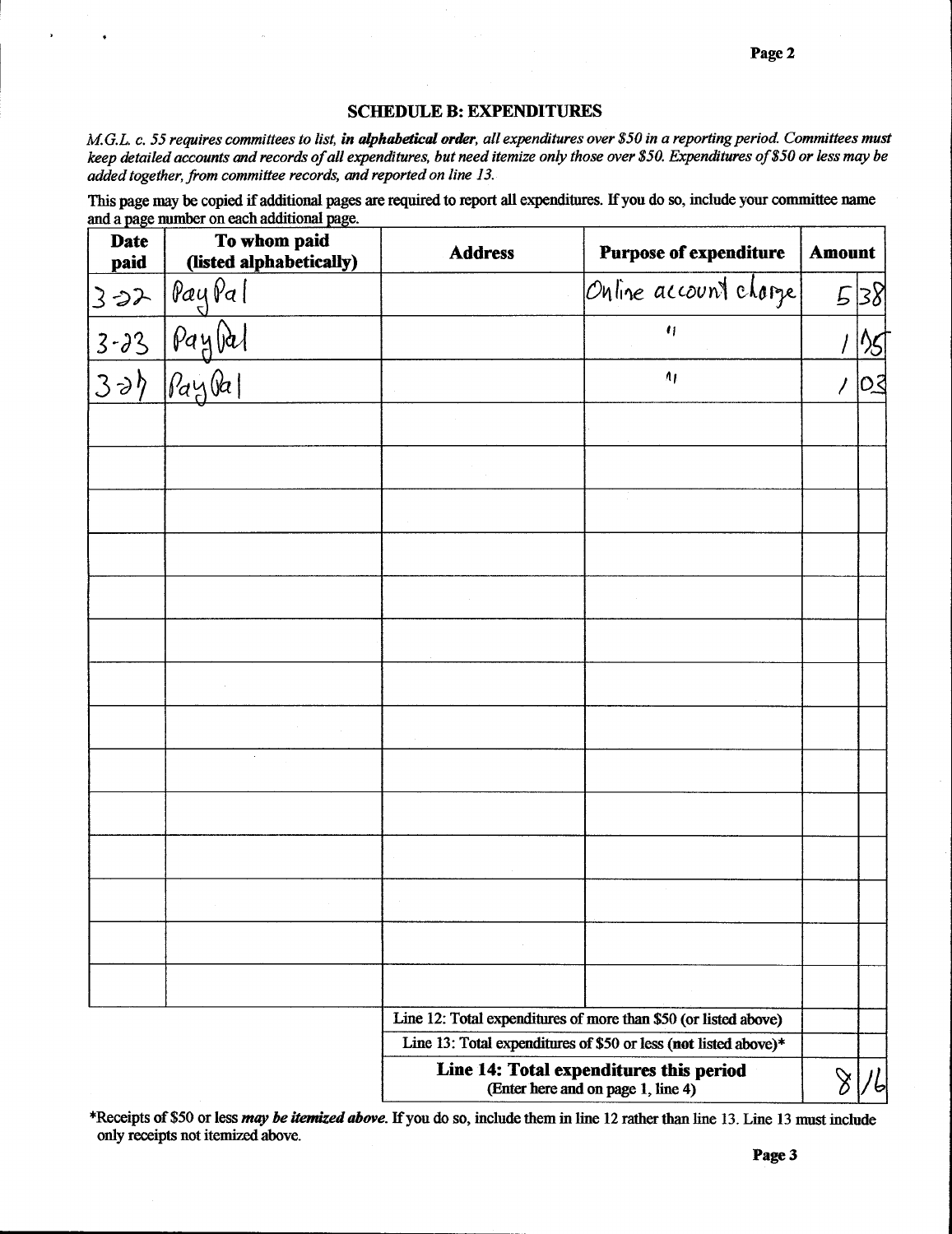## SCHEDULE B: EXPENDITURES

*M.G.L. c. 55 requires committees to list, **in alphabetical order**, all expenditures over $50 in a reporting period. Committees must keep detailed accounts and records of all expenditures, but need itemize only those over $50. Expenditures of $50 or less may be added together, from committee records, and reported on line 13.*

This page may be copied if additional pages are required to report all expenditures. If you do so, include your committee name and a page number on each additional page.

| Date paid | To whom paid (listed alphabetically) | Address | Purpose of expenditure | Amount | |
|---|---|---|---|---|---|
| 3-22 | PayPal | | Online account charge | 5 | 38 |
| 3-23 | PayPal | | " | 1 | 75 |
| 3-27 | PayPal | | " | 1 | 03 |
| | | | | | |
| | | | | | |
| | | | | | |
| | | | | | |
| | | | | | |
| | | | | | |
| | | | | | |
| | | | | | |
| | | | | | |
| | | | | | |
| | | | | | |
| | | | | | |
| | | | | | |
| | | | | | |
| | | Line 12: Total expenditures of more than $50 (or listed above) | | | |
| | | Line 13: Total expenditures of $50 or less (**not** listed above)* | | | |
| | | **Line 14: Total expenditures this period** (Enter here and on page 1, line 4) | | 8 | 16 |

*Receipts of $50 or less ***may be itemized above***. If you do so, include them in line 12 rather than line 13. Line 13 must include only receipts not itemized above.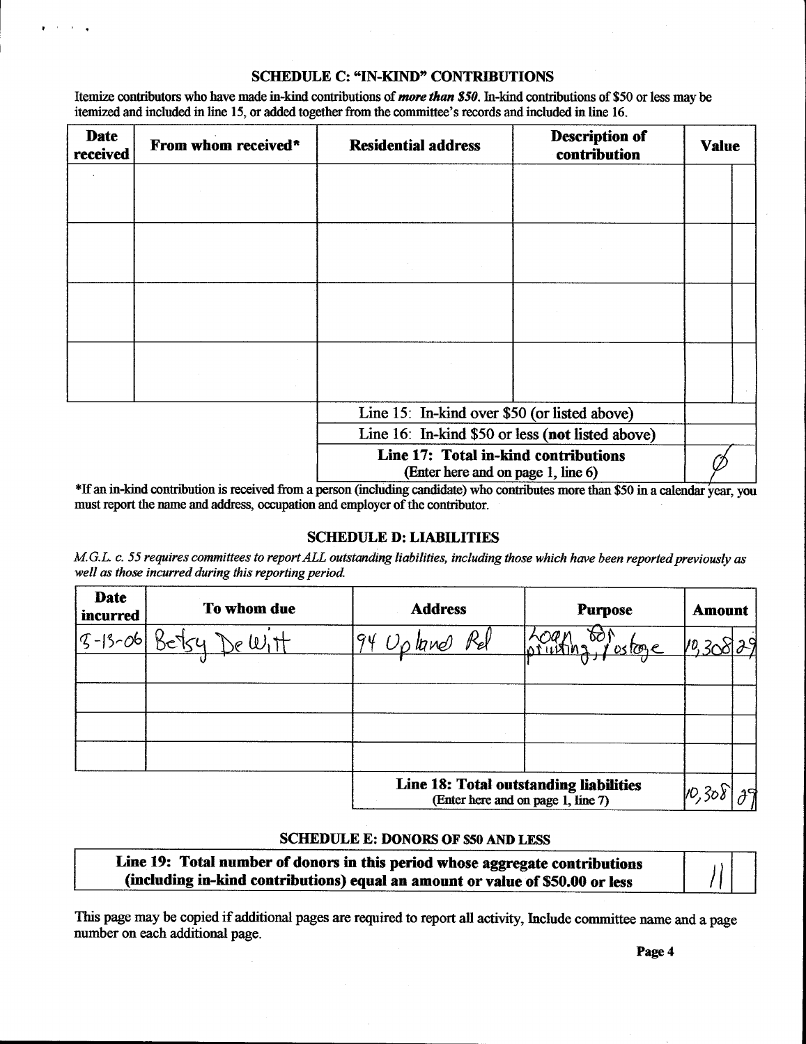### SCHEDULE C: "IN-KIND" CONTRIBUTIONS

Itemize contributors who have made in-kind contributions of ***more than $50***. In-kind contributions of $50 or less may be itemized and included in line 15, or added together from the committee's records and included in line 16.

| Date received | From whom received* | Residential address | Description of contribution | Value | |
|---|---|---|---|---|---|
| | | | | | |
| | | | | | |
| | | | | | |
| | | | | | |
| | | Line 15: In-kind over $50 (or listed above) | | | |
| | | Line 16: In-kind $50 or less (**not** listed above) | | | |
| | | **Line 17: Total in-kind contributions** (Enter here and on page 1, line 6) | | Ø | |

*If an in-kind contribution is received from a person (including candidate) who contributes more than $50 in a calendar year, you must report the name and address, occupation and employer of the contributor.

### SCHEDULE D: LIABILITIES

*M.G.L. c. 55 requires committees to report ALL outstanding liabilities, including those which have been reported previously as well as those incurred during this reporting period.*

| Date incurred | To whom due | Address | Purpose | Amount | |
|---|---|---|---|---|---|
| 3-13-06 | Betsy DeWitt | 94 Upland Rd | Loan for printing, postage | 10,308 | 29 |
| | | | | | |
| | | | | | |
| | | | | | |
| | | | | | |
| | | **Line 18: Total outstanding liabilities** (Enter here and on page 1, line 7) | | 10,308 | 29 |

### SCHEDULE E: DONORS OF $50 AND LESS

| | | |
|---|---|---|
| **Line 19: Total number of donors in this period whose aggregate contributions (including in-kind contributions) equal an amount or value of $50.00 or less** | 11 | |

This page may be copied if additional pages are required to report all activity, Include committee name and a page number on each additional page.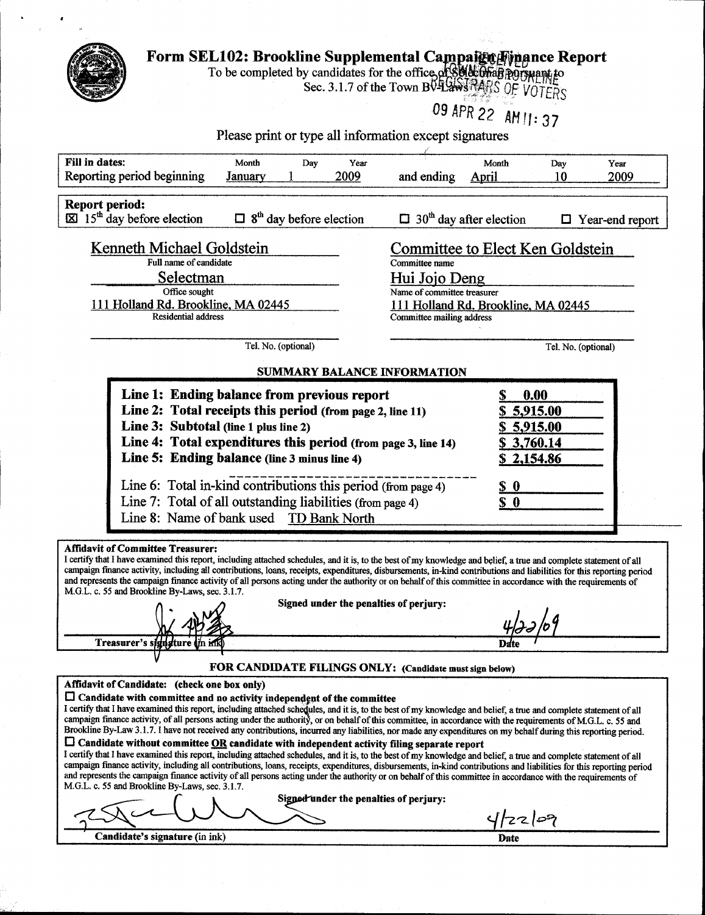# Form SEL102: Brookline Supplemental Campaign Finance Report

To be completed by candidates for the office of Selectman pursuant to Sec. 3.1.7 of the Town By-Laws

RECEIVED TOWN OF BROOKLINE REGISTRARS OF VOTERS

09 APR 22 AM 11:37

Please print or type all information except signatures

| Fill in dates: | Month | Day | Year | | Month | Day | Year |
|---|---|---|---|---|---|---|---|
| Reporting period beginning | January | 1 | 2009 | and ending | April | 10 | 2009 |

**Report period:**

☒ 15th day before election ☐ 8th day before election ☐ 30th day after election ☐ Year-end report

| | |
|---|---|
| Kenneth Michael Goldstein | Committee to Elect Ken Goldstein |
| Full name of candidate | Committee name |
| Selectman | Hui Jojo Deng |
| Office sought | Name of committee treasurer |
| 111 Holland Rd. Brookline, MA 02445 | 111 Holland Rd. Brookline, MA 02445 |
| Residential address | Committee mailing address |
| Tel. No. (optional) | Tel. No. (optional) |

## SUMMARY BALANCE INFORMATION

| | |
|---|---|
| **Line 1: Ending balance from previous report** | **$ 0.00** |
| **Line 2: Total receipts this period** (from page 2, line 11) | **$ 5,915.00** |
| **Line 3: Subtotal** (line 1 plus line 2) | **$ 5,915.00** |
| **Line 4: Total expenditures this period** (from page 3, line 14) | **$ 3,760.14** |
| **Line 5: Ending balance** (line 3 minus line 4) | **$ 2,154.86** |
| Line 6: Total in-kind contributions this period (from page 4) | **$ 0** |
| Line 7: Total of all outstanding liabilities (from page 4) | **$ 0** |
| Line 8: Name of bank used TD Bank North | |

**Affidavit of Committee Treasurer:**

I certify that I have examined this report, including attached schedules, and it is, to the best of my knowledge and belief, a true and complete statement of all campaign finance activity, including all contributions, loans, receipts, expenditures, disbursements, in-kind contributions and liabilities for this reporting period and represents the campaign finance activity of all persons acting under the authority or on behalf of this committee in accordance with the requirements of M.G.L. c. 55 and Brookline By-Laws, sec. 3.1.7.

**Signed under the penalties of perjury:**

Treasurer's signature (in ink): [signature] Date: 4/22/09

**FOR CANDIDATE FILINGS ONLY:** (Candidate must sign below)

**Affidavit of Candidate: (check one box only)**

☐ **Candidate with committee and no activity independent of the committee**

I certify that I have examined this report, including attached schedules, and it is, to the best of my knowledge and belief, a true and complete statement of all campaign finance activity, of all persons acting under the authority, or on behalf of this committee, in accordance with the requirements of M.G.L. c. 55 and Brookline By-Law 3.1.7. I have not received any contributions, incurred any liabilities, nor made any expenditures on my behalf during this reporting period.

☐ **Candidate without committee OR candidate with independent activity filing separate report**

I certify that I have examined this report, including attached schedules, and it is, to the best of my knowledge and belief, a true and complete statement of all campaign finance activity, including all contributions, loans, receipts, expenditures, disbursements, in-kind contributions and liabilities for this reporting period and represents the campaign finance activity of all persons acting under the authority or on behalf of this committee in accordance with the requirements of M.G.L. c. 55 and Brookline By-Laws, sec. 3.1.7.

**Signed under the penalties of perjury:**

Candidate's signature (in ink): [signature] Date: 4/22/09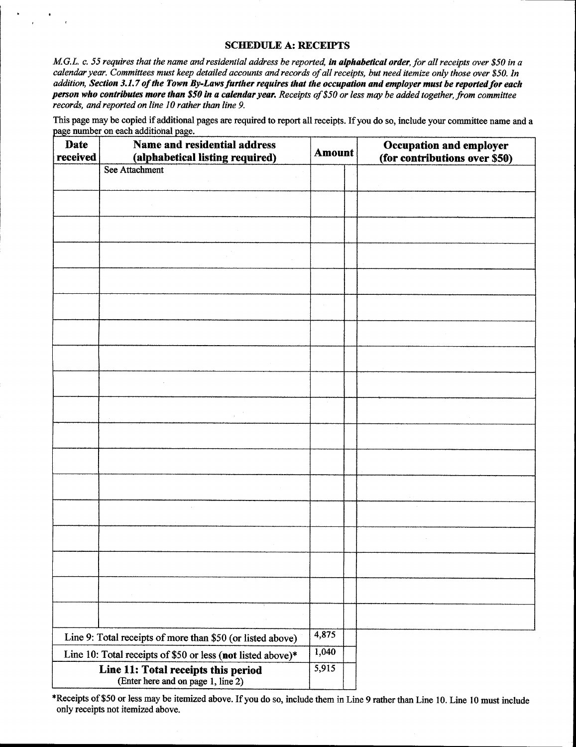## SCHEDULE A: RECEIPTS

*M.G.L. c. 55 requires that the name and residential address be reported, **in alphabetical order**, for all receipts over $50 in a calendar year. Committees must keep detailed accounts and records of all receipts, but need itemize only those over $50. In addition, **Section 3.1.7 of the Town By-Laws further requires that the occupation and employer must be reported for each person who contributes more than $50 in a calendar year.** Receipts of $50 or less may be added together, from committee records, and reported on line 10 rather than line 9.*

This page may be copied if additional pages are required to report all receipts. If you do so, include your committee name and a page number on each additional page.

| Date received | Name and residential address (alphabetical listing required) | Amount | | Occupation and employer (for contributions over $50) |
|---|---|---|---|---|
| | See Attachment | | | |
| | | | | |
| | | | | |
| | | | | |
| | | | | |
| | | | | |
| | | | | |
| | | | | |
| | | | | |
| | | | | |
| | | | | |
| | | | | |
| | | | | |
| | | | | |
| | | | | |
| | | | | |
| | | | | |
| | | | | |
| | Line 9: Total receipts of more than $50 (or listed above) | 4,875 | | |
| | Line 10: Total receipts of $50 or less (**not** listed above)* | 1,040 | | |
| | **Line 11: Total receipts this period** (Enter here and on page 1, line 2) | 5,915 | | |

*Receipts of $50 or less may be itemized above. If you do so, include them in Line 9 rather than Line 10. Line 10 must include only receipts not itemized above.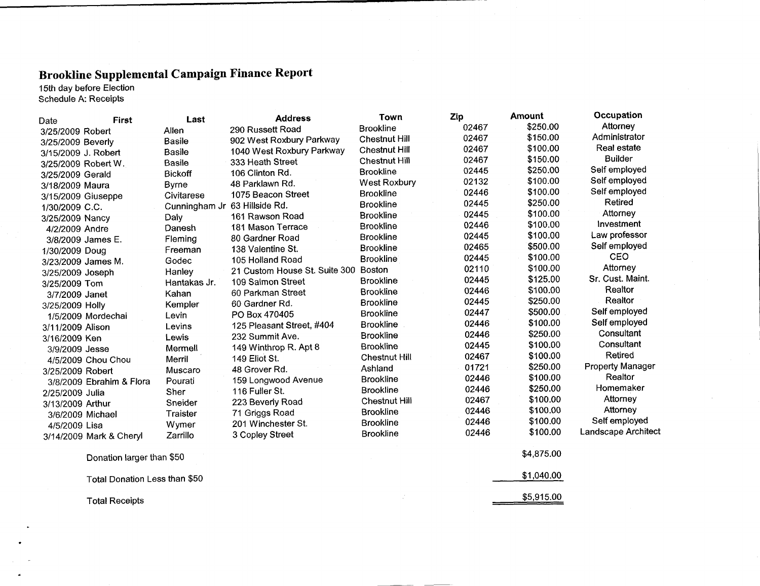# Brookline Supplemental Campaign Finance Report

15th day before Election

Schedule A: Receipts

| Date | First | Last | Address | Town | Zip | Amount | Occupation |
|---|---|---|---|---|---|---|---|
| 3/25/2009 | Robert | Allen | 290 Russett Road | Brookline | 02467 | $250.00 | Attorney |
| 3/25/2009 | Beverly | Basile | 902 West Roxbury Parkway | Chestnut Hill | 02467 | $150.00 | Administrator |
| 3/15/2009 | J. Robert | Basile | 1040 West Roxbury Parkway | Chestnut Hill | 02467 | $100.00 | Real estate |
| 3/25/2009 | Robert W. | Basile | 333 Heath Street | Chestnut Hill | 02467 | $150.00 | Builder |
| 3/25/2009 | Gerald | Bickoff | 106 Clinton Rd. | Brookline | 02445 | $250.00 | Self employed |
| 3/18/2009 | Maura | Byrne | 48 Parklawn Rd. | West Roxbury | 02132 | $100.00 | Self employed |
| 3/15/2009 | Giuseppe | Civitarese | 1075 Beacon Street | Brookline | 02446 | $100.00 | Self employed |
| 1/30/2009 | C.C. | Cunningham Jr | 63 Hillside Rd. | Brookline | 02445 | $250.00 | Retired |
| 3/25/2009 | Nancy | Daly | 161 Rawson Road | Brookline | 02445 | $100.00 | Attorney |
| 4/2/2009 | Andre | Danesh | 181 Mason Terrace | Brookline | 02446 | $100.00 | Investment |
| 3/8/2009 | James E. | Fleming | 80 Gardner Road | Brookline | 02445 | $100.00 | Law professor |
| 1/30/2009 | Doug | Freeman | 138 Valentine St. | Brookline | 02465 | $500.00 | Self employed |
| 3/23/2009 | James M. | Godec | 105 Holland Road | Brookline | 02445 | $100.00 | CEO |
| 3/25/2009 | Joseph | Hanley | 21 Custom House St. Suite 300 | Boston | 02110 | $100.00 | Attorney |
| 3/25/2009 | Tom | Hantakas Jr. | 109 Salmon Street | Brookline | 02445 | $125.00 | Sr. Cust. Maint. |
| 3/7/2009 | Janet | Kahan | 60 Parkman Street | Brookline | 02446 | $100.00 | Realtor |
| 3/25/2009 | Holly | Kempler | 60 Gardner Rd. | Brookline | 02445 | $250.00 | Realtor |
| 1/5/2009 | Mordechai | Levin | PO Box 470405 | Brookline | 02447 | $500.00 | Self employed |
| 3/11/2009 | Alison | Levins | 125 Pleasant Street, #404 | Brookline | 02446 | $100.00 | Self employed |
| 3/16/2009 | Ken | Lewis | 232 Summit Ave. | Brookline | 02446 | $250.00 | Consultant |
| 3/9/2009 | Jesse | Mermell | 149 Winthrop R. Apt 8 | Brookline | 02445 | $100.00 | Consultant |
| 4/5/2009 | Chou Chou | Merril | 149 Eliot St. | Chestnut Hill | 02467 | $100.00 | Retired |
| 3/25/2009 | Robert | Muscaro | 48 Grover Rd. | Ashland | 01721 | $250.00 | Property Manager |
| 3/8/2009 | Ebrahim & Flora | Pourati | 159 Longwood Avenue | Brookline | 02446 | $100.00 | Realtor |
| 2/25/2009 | Julia | Sher | 116 Fuller St. | Brookline | 02446 | $250.00 | Homemaker |
| 3/13/2009 | Arthur | Sneider | 223 Beverly Road | Chestnut Hill | 02467 | $100.00 | Attorney |
| 3/6/2009 | Michael | Traister | 71 Griggs Road | Brookline | 02446 | $100.00 | Attorney |
| 4/5/2009 | Lisa | Wymer | 201 Winchester St. | Brookline | 02446 | $100.00 | Self employed |
| 3/14/2009 | Mark & Cheryl | Zarrillo | 3 Copley Street | Brookline | 02446 | $100.00 | Landscape Architect |

| | |
|---|---|
| Donation larger than $50 | $4,875.00 |
| Total Donation Less than $50 | $1,040.00 |
| Total Receipts | $5,915.00 |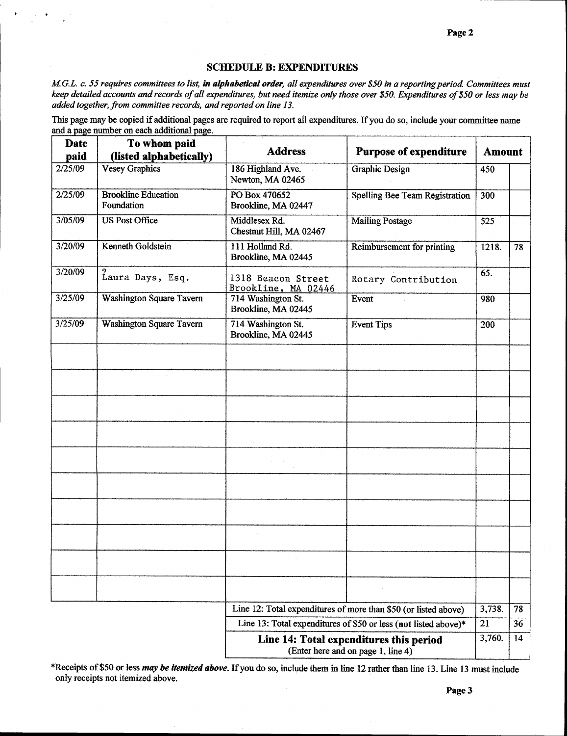## SCHEDULE B: EXPENDITURES

*M.G.L. c. 55 requires committees to list, **in alphabetical order**, all expenditures over $50 in a reporting period. Committees must keep detailed accounts and records of all expenditures, but need itemize only those over $50. Expenditures of $50 or less may be added together, from committee records, and reported on line 13.*

This page may be copied if additional pages are required to report all expenditures. If you do so, include your committee name and a page number on each additional page.

| Date paid | To whom paid (listed alphabetically) | Address | Purpose of expenditure | Amount | |
|---|---|---|---|---|---|
| 2/25/09 | Vesey Graphics | 186 Highland Ave. Newton, MA 02465 | Graphic Design | 450 | |
| 2/25/09 | Brookline Education Foundation | PO Box 470652 Brookline, MA 02447 | Spelling Bee Team Registration | 300 | |
| 3/05/09 | US Post Office | Middlesex Rd. Chestnut Hill, MA 02467 | Mailing Postage | 525 | |
| 3/20/09 | Kenneth Goldstein | 111 Holland Rd. Brookline, MA 02445 | Reimbursement for printing | 1218. | 78 |
| 3/20/09 | ? Laura Days, Esq. | 1318 Beacon Street Brookline, MA 02446 | Rotary Contribution | 65. | |
| 3/25/09 | Washington Square Tavern | 714 Washington St. Brookline, MA 02445 | Event | 980 | |
| 3/25/09 | Washington Square Tavern | 714 Washington St. Brookline, MA 02445 | Event Tips | 200 | |
| | | | | | |
| | | | | | |
| | | | | | |
| | | | | | |
| | | | | | |
| | | | | | |
| | | | | | |
| | | | | | |
| | | | | | |
| | | | | | |
| | | Line 12: Total expenditures of more than $50 (or listed above) | | 3,738. | 78 |
| | | Line 13: Total expenditures of $50 or less (**not** listed above)* | | 21 | 36 |
| | | **Line 14: Total expenditures this period** (Enter here and on page 1, line 4) | | 3,760. | 14 |

*Receipts of $50 or less ***may be itemized above***. If you do so, include them in line 12 rather than line 13. Line 13 must include only receipts not itemized above.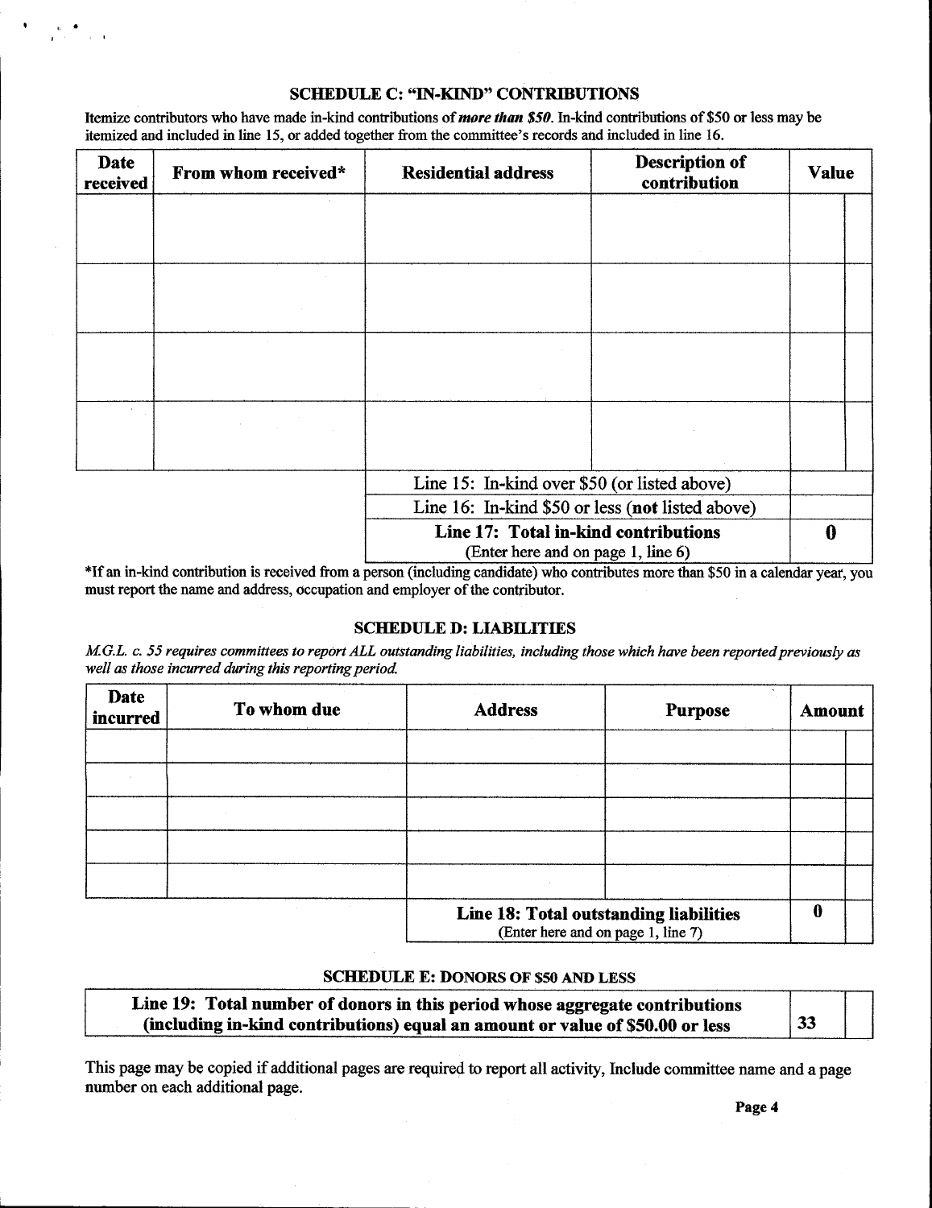### SCHEDULE C: "IN-KIND" CONTRIBUTIONS

Itemize contributors who have made in-kind contributions of ***more than $50***. In-kind contributions of $50 or less may be itemized and included in line 15, or added together from the committee's records and included in line 16.

| Date received | From whom received* | Residential address | Description of contribution | Value |
|---|---|---|---|---|
| | | | | |
| | | | | |
| | | | | |
| | | | | |
| | | Line 15: In-kind over $50 (or listed above) | | |
| | | Line 16: In-kind $50 or less (**not** listed above) | | |
| | | **Line 17: Total in-kind contributions** (Enter here and on page 1, line 6) | | **0** |

*If an in-kind contribution is received from a person (including candidate) who contributes more than $50 in a calendar year, you must report the name and address, occupation and employer of the contributor.

### SCHEDULE D: LIABILITIES

*M.G.L. c. 55 requires committees to report ALL outstanding liabilities, including those which have been reported previously as well as those incurred during this reporting period.*

| Date incurred | To whom due | Address | Purpose | Amount |
|---|---|---|---|---|
| | | | | |
| | | | | |
| | | | | |
| | | | | |
| | | | | |
| | | **Line 18: Total outstanding liabilities** (Enter here and on page 1, line 7) | | **0** |

### SCHEDULE E: DONORS OF $50 AND LESS

| | |
|---|---|
| **Line 19: Total number of donors in this period whose aggregate contributions (including in-kind contributions) equal an amount or value of $50.00 or less** | 33 |

This page may be copied if additional pages are required to report all activity, Include committee name and a page number on each additional page.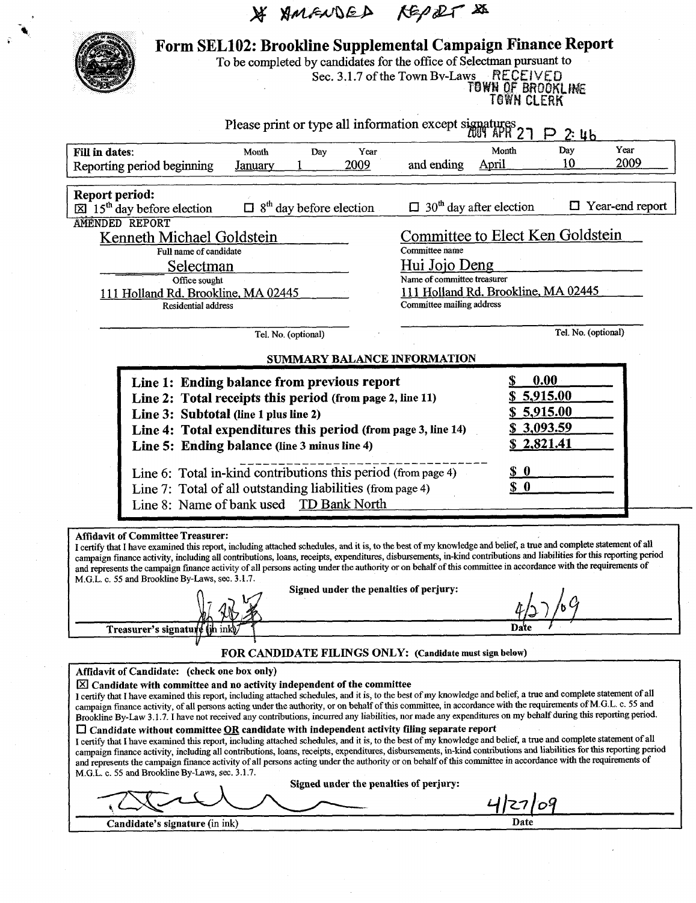\* AMENDED REPORT \*

# Form SEL102: Brookline Supplemental Campaign Finance Report

To be completed by candidates for the office of Selectman pursuant to Sec. 3.1.7 of the Town By-Laws

RECEIVED
TOWN OF BROOKLINE
TOWN CLERK

Please print or type all information except signatures

2009 APR 27 P 2:46

| Fill in dates: | Month | Day | Year | | Month | Day | Year |
|---|---|---|---|---|---|---|---|
| Reporting period beginning | January | 1 | 2009 | and ending | April | 10 | 2009 |

**Report period:**
☒ 15th day before election ☐ 8th day before election ☐ 30th day after election ☐ Year-end report

AMENDED REPORT

| | |
|---|---|
| Kenneth Michael Goldstein | Committee to Elect Ken Goldstein |
| Full name of candidate | Committee name |
| Selectman | Hui Jojo Deng |
| Office sought | Name of committee treasurer |
| 111 Holland Rd. Brookline, MA 02445 | 111 Holland Rd. Brookline, MA 02445 |
| Residential address | Committee mailing address |
| Tel. No. (optional) | Tel. No. (optional) |

## SUMMARY BALANCE INFORMATION

| | |
|---|---|
| **Line 1: Ending balance from previous report** | **$ 0.00** |
| **Line 2: Total receipts this period** (from page 2, line 11) | **$ 5,915.00** |
| **Line 3: Subtotal** (line 1 plus line 2) | **$ 5,915.00** |
| **Line 4: Total expenditures this period** (from page 3, line 14) | **$ 3,093.59** |
| **Line 5: Ending balance** (line 3 minus line 4) | **$ 2,821.41** |
| Line 6: Total in-kind contributions this period (from page 4) | **$ 0** |
| Line 7: Total of all outstanding liabilities (from page 4) | **$ 0** |
| Line 8: Name of bank used TD Bank North | |

**Affidavit of Committee Treasurer:**
I certify that I have examined this report, including attached schedules, and it is, to the best of my knowledge and belief, a true and complete statement of all campaign finance activity, including all contributions, loans, receipts, expenditures, disbursements, in-kind contributions and liabilities for this reporting period and represents the campaign finance activity of all persons acting under the authority or on behalf of this committee in accordance with the requirements of M.G.L. c. 55 and Brookline By-Laws, sec. 3.1.7.

**Signed under the penalties of perjury:**

Treasurer's signature (in ink) [signature] Date 4/27/09

**FOR CANDIDATE FILINGS ONLY:** (Candidate must sign below)

**Affidavit of Candidate:** (check one box only)

☒ **Candidate with committee and no activity independent of the committee**
I certify that I have examined this report, including attached schedules, and it is, to the best of my knowledge and belief, a true and complete statement of all campaign finance activity, of all persons acting under the authority, or on behalf of this committee, in accordance with the requirements of M.G.L. c. 55 and Brookline By-Law 3.1.7. I have not received any contributions, incurred any liabilities, nor made any expenditures on my behalf during this reporting period.

☐ **Candidate without committee OR candidate with independent activity filing separate report**
I certify that I have examined this report, including attached schedules, and it is, to the best of my knowledge and belief, a true and complete statement of all campaign finance activity, including all contributions, loans, receipts, expenditures, disbursements, in-kind contributions and liabilities for this reporting period and represents the campaign finance activity of all persons acting under the authority or on behalf of this committee in accordance with the requirements of M.G.L. c. 55 and Brookline By-Laws, sec. 3.1.7.

**Signed under the penalties of perjury:**

Candidate's signature (in ink) [signature] Date 4/27/09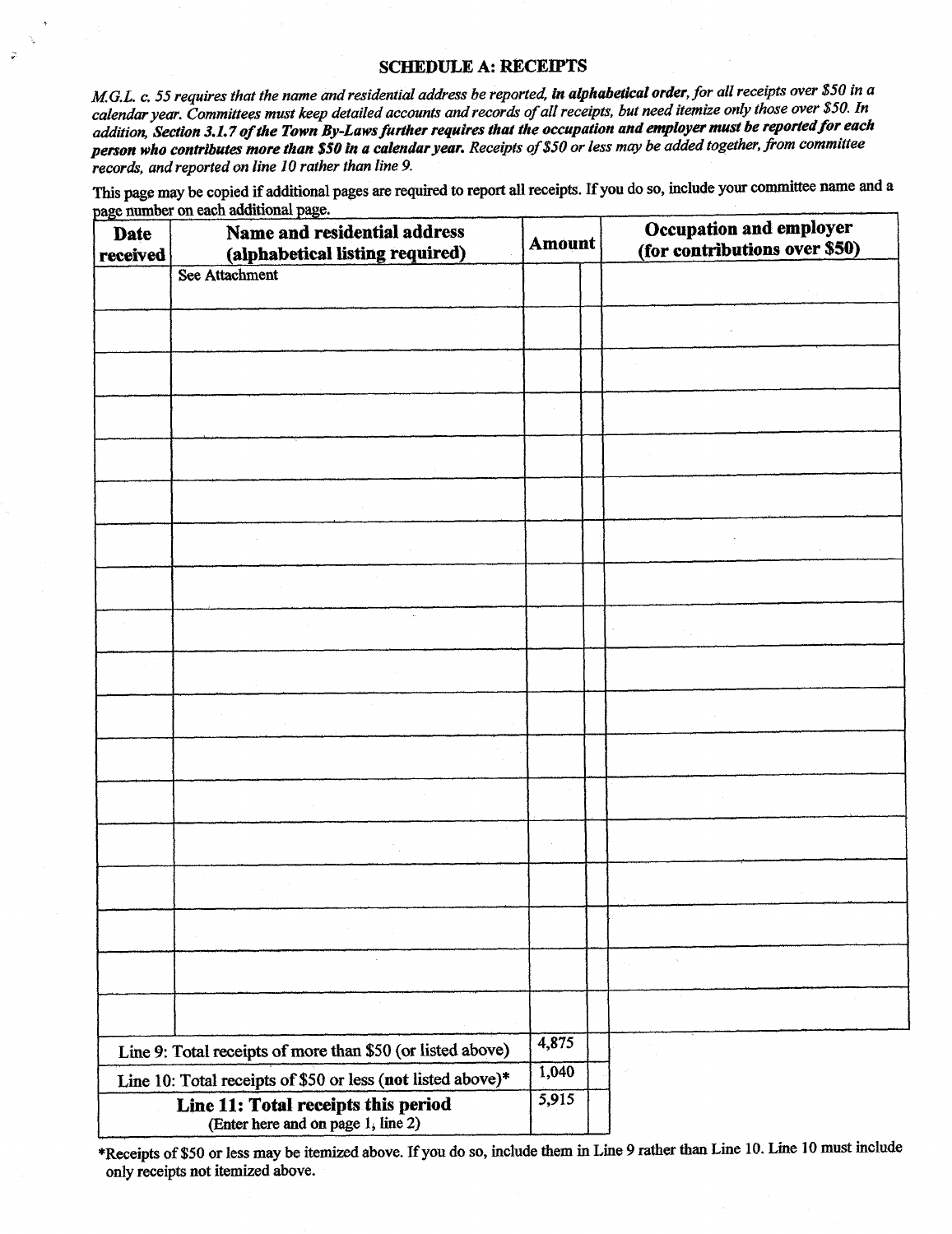## SCHEDULE A: RECEIPTS

*M.G.L. c. 55 requires that the name and residential address be reported,* ***in alphabetical order****, for all receipts over $50 in a calendar year. Committees must keep detailed accounts and records of all receipts, but need itemize only those over $50. In addition,* ***Section 3.1.7 of the Town By-Laws further requires that the occupation and employer must be reported for each person who contributes more than $50 in a calendar year.*** *Receipts of $50 or less may be added together, from committee records, and reported on line 10 rather than line 9.*

This page may be copied if additional pages are required to report all receipts. If you do so, include your committee name and a page number on each additional page.

| Date received | Name and residential address (alphabetical listing required) | Amount | Occupation and employer (for contributions over $50) |
|---|---|---|---|
| | See Attachment | | |
| | | | |
| | | | |
| | | | |
| | | | |
| | | | |
| | | | |
| | | | |
| | | | |
| | | | |
| | | | |
| | | | |
| | | | |
| | | | |
| | | | |
| | | | |
| | | | |
| | | | |

| | |
|---|---|
| Line 9: Total receipts of more than $50 (or listed above) | 4,875 |
| Line 10: Total receipts of $50 or less (**not** listed above)* | 1,040 |
| **Line 11: Total receipts this period** (Enter here and on page 1, line 2) | 5,915 |

*Receipts of $50 or less may be itemized above. If you do so, include them in Line 9 rather than Line 10. Line 10 must include only receipts not itemized above.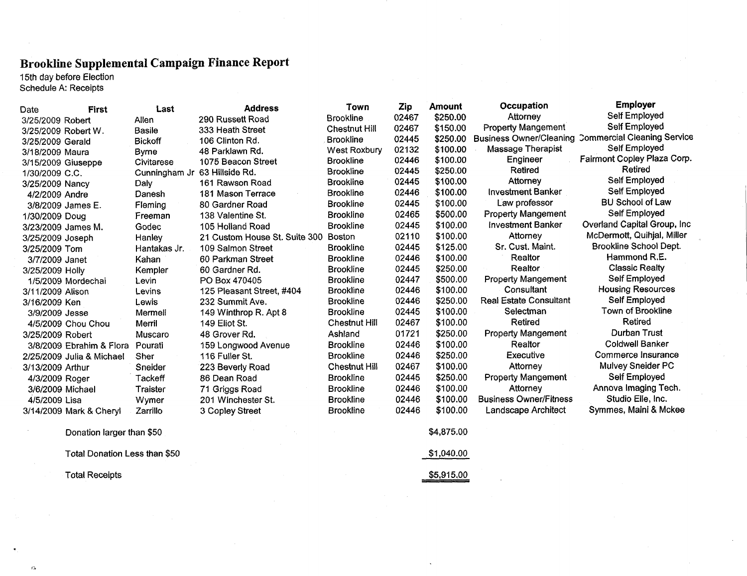# Brookline Supplemental Campaign Finance Report

15th day before Election
Schedule A: Receipts

| Date | First | Last | Address | Town | Zip | Amount | Occupation | Employer |
|---|---|---|---|---|---|---|---|---|
| 3/25/2009 | Robert | Allen | 290 Russett Road | Brookline | 02467 | $250.00 | Attorney | Self Employed |
| 3/25/2009 | Robert W. | Basile | 333 Heath Street | Chestnut Hill | 02467 | $150.00 | Property Mangement | Self Employed |
| 3/25/2009 | Gerald | Bickoff | 106 Clinton Rd. | Brookline | 02445 | $250.00 | Business Owner/Cleaning | Commercial Cleaning Service |
| 3/18/2009 | Maura | Byrne | 48 Parklawn Rd. | West Roxbury | 02132 | $100.00 | Massage Therapist | Self Employed |
| 3/15/2009 | Giuseppe | Civitarese | 1075 Beacon Street | Brookline | 02446 | $100.00 | Engineer | Fairmont Copley Plaza Corp. |
| 1/30/2009 | C.C. | Cunningham Jr | 63 Hillside Rd. | Brookline | 02445 | $250.00 | Retired | Retired |
| 3/25/2009 | Nancy | Daly | 161 Rawson Road | Brookline | 02445 | $100.00 | Attorney | Self Employed |
| 4/2/2009 | Andre | Danesh | 181 Mason Terrace | Brookline | 02446 | $100.00 | Investment Banker | Self Employed |
| 3/8/2009 | James E. | Fleming | 80 Gardner Road | Brookline | 02445 | $100.00 | Law professor | BU School of Law |
| 1/30/2009 | Doug | Freeman | 138 Valentine St. | Brookline | 02465 | $500.00 | Property Mangement | Self Employed |
| 3/23/2009 | James M. | Godec | 105 Holland Road | Brookline | 02445 | $100.00 | Investment Banker | Overland Capital Group, Inc |
| 3/25/2009 | Joseph | Hanley | 21 Custom House St. Suite 300 | Boston | 02110 | $100.00 | Attorney | McDermott, Quihjal, Miller |
| 3/25/2009 | Tom | Hantakas Jr. | 109 Salmon Street | Brookline | 02445 | $125.00 | Sr. Cust. Maint. | Brookline School Dept. |
| 3/7/2009 | Janet | Kahan | 60 Parkman Street | Brookline | 02446 | $100.00 | Realtor | Hammond R.E. |
| 3/25/2009 | Holly | Kempler | 60 Gardner Rd. | Brookline | 02445 | $250.00 | Realtor | Classic Realty |
| 1/5/2009 | Mordechai | Levin | PO Box 470405 | Brookline | 02447 | $500.00 | Property Mangement | Self Employed |
| 3/11/2009 | Alison | Levins | 125 Pleasant Street, #404 | Brookline | 02446 | $100.00 | Consultant | Housing Resources |
| 3/16/2009 | Ken | Lewis | 232 Summit Ave. | Brookline | 02446 | $250.00 | Real Estate Consultant | Self Employed |
| 3/9/2009 | Jesse | Mermell | 149 Winthrop R. Apt 8 | Brookline | 02445 | $100.00 | Selectman | Town of Brookline |
| 4/5/2009 | Chou Chou | Merril | 149 Eliot St. | Chestnut Hill | 02467 | $100.00 | Retired | Retired |
| 3/25/2009 | Robert | Muscaro | 48 Grover Rd. | Ashland | 01721 | $250.00 | Property Mangement | Durban Trust |
| 3/8/2009 | Ebrahim & Flora | Pourati | 159 Longwood Avenue | Brookline | 02446 | $100.00 | Realtor | Coldwell Banker |
| 2/25/2009 | Julia & Michael | Sher | 116 Fuller St. | Brookline | 02446 | $250.00 | Executive | Commerce Insurance |
| 3/13/2009 | Arthur | Sneider | 223 Beverly Road | Chestnut Hill | 02467 | $100.00 | Attorney | Mulvey Sneider PC |
| 4/3/2009 | Roger | Tackeff | 86 Dean Road | Brookline | 02445 | $250.00 | Property Mangement | Self Employed |
| 3/6/2009 | Michael | Traister | 71 Griggs Road | Brookline | 02446 | $100.00 | Attorney | Annova Imaging Tech. |
| 4/5/2009 | Lisa | Wymer | 201 Winchester St. | Brookline | 02446 | $100.00 | Business Owner/Fitness | Studio Elle, Inc. |
| 3/14/2009 | Mark & Cheryl | Zarrillo | 3 Copley Street | Brookline | 02446 | $100.00 | Landscape Architect | Symmes, Maini & Mckee |

| | Amount |
|---|---|
| Donation larger than $50 | $4,875.00 |
| Total Donation Less than $50 | $1,040.00 |
| Total Receipts | $5,915.00 |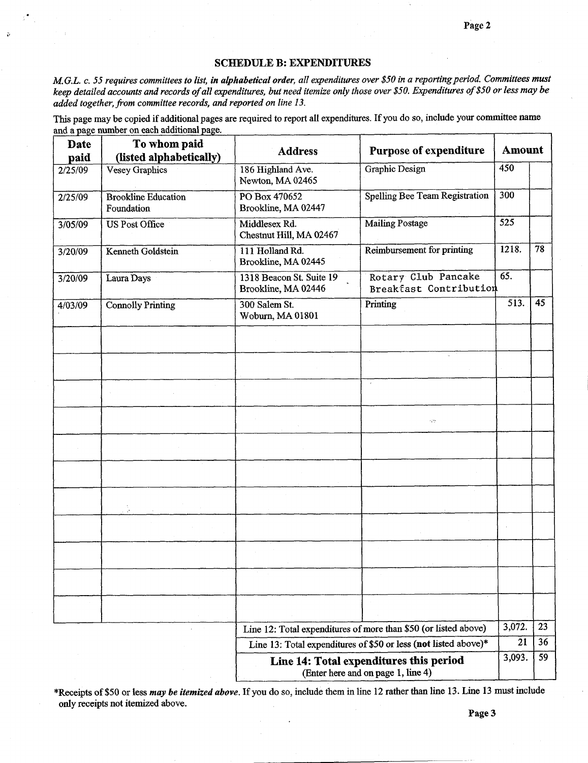## SCHEDULE B: EXPENDITURES

*M.G.L. c. 55 requires committees to list, **in alphabetical order**, all expenditures over $50 in a reporting period. Committees must keep detailed accounts and records of all expenditures, but need itemize only those over $50. Expenditures of $50 or less may be added together, from committee records, and reported on line 13.*

This page may be copied if additional pages are required to report all expenditures. If you do so, include your committee name and a page number on each additional page.

| Date paid | To whom paid (listed alphabetically) | Address | Purpose of expenditure | Amount | |
|---|---|---|---|---|---|
| 2/25/09 | Vesey Graphics | 186 Highland Ave. Newton, MA 02465 | Graphic Design | 450 | |
| 2/25/09 | Brookline Education Foundation | PO Box 470652 Brookline, MA 02447 | Spelling Bee Team Registration | 300 | |
| 3/05/09 | US Post Office | Middlesex Rd. Chestnut Hill, MA 02467 | Mailing Postage | 525 | |
| 3/20/09 | Kenneth Goldstein | 111 Holland Rd. Brookline, MA 02445 | Reimbursement for printing | 1218. | 78 |
| 3/20/09 | Laura Days | 1318 Beacon St. Suite 19 Brookline, MA 02446 | Rotary Club Pancake Breakfast Contribution | 65. | |
| 4/03/09 | Connolly Printing | 300 Salem St. Woburn, MA 01801 | Printing | 513. | 45 |
| | | | | | |
| | | | | | |
| | | | | | |
| | | | | | |
| | | | | | |
| | | | | | |
| | | | | | |
| | | | | | |
| | | | | | |
| | | | | | |
| | | | | | |
| | | Line 12: Total expenditures of more than $50 (or listed above) | | 3,072. | 23 |
| | | Line 13: Total expenditures of $50 or less (**not** listed above)* | | 21 | 36 |
| | | **Line 14: Total expenditures this period** (Enter here and on page 1, line 4) | | 3,093. | 59 |

*Receipts of $50 or less ***may be itemized above***. If you do so, include them in line 12 rather than line 13. Line 13 must include only receipts not itemized above.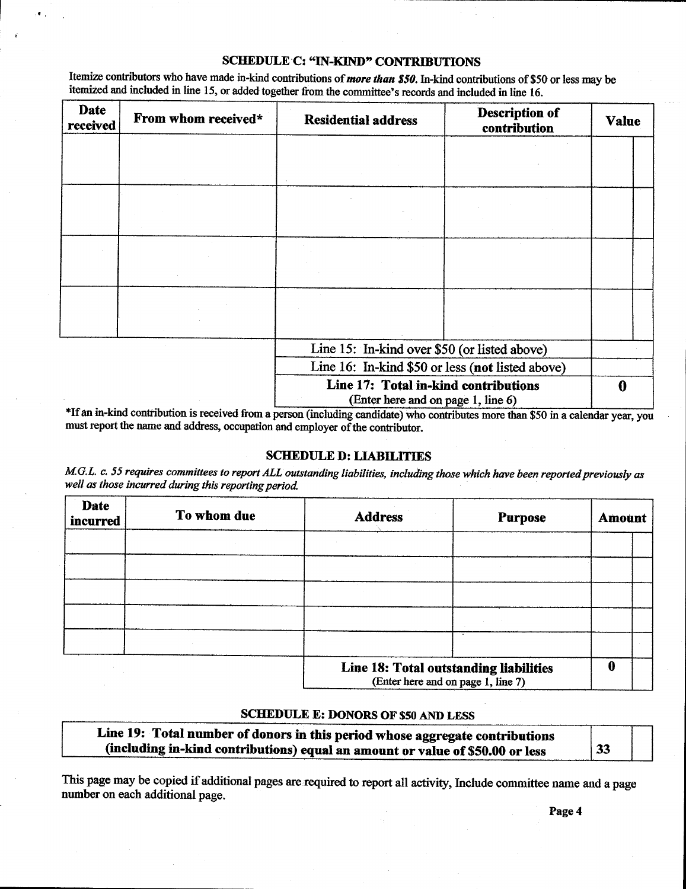### SCHEDULE C: "IN-KIND" CONTRIBUTIONS

Itemize contributors who have made in-kind contributions of ***more than $50.*** In-kind contributions of $50 or less may be itemized and included in line 15, or added together from the committee's records and included in line 16.

| Date received | From whom received* | Residential address | Description of contribution | Value | |
|---|---|---|---|---|---|
| | | | | | |
| | | | | | |
| | | | | | |
| | | | | | |
| | | Line 15: In-kind over $50 (or listed above) | | | |
| | | Line 16: In-kind $50 or less (**not** listed above) | | | |
| | | **Line 17: Total in-kind contributions** (Enter here and on page 1, line 6) | | **0** | |

*If an in-kind contribution is received from a person (including candidate) who contributes more than $50 in a calendar year, you must report the name and address, occupation and employer of the contributor.

### SCHEDULE D: LIABILITIES

*M.G.L. c. 55 requires committees to report ALL outstanding liabilities, including those which have been reported previously as well as those incurred during this reporting period.*

| Date incurred | To whom due | Address | Purpose | Amount | |
|---|---|---|---|---|---|
| | | | | | |
| | | | | | |
| | | | | | |
| | | | | | |
| | | | | | |
| | | **Line 18: Total outstanding liabilities** (Enter here and on page 1, line 7) | | **0** | |

### SCHEDULE E: DONORS OF $50 AND LESS

| | | |
|---|---|---|
| **Line 19: Total number of donors in this period whose aggregate contributions (including in-kind contributions) equal an amount or value of $50.00 or less** | **33** | |

This page may be copied if additional pages are required to report all activity, Include committee name and a page number on each additional page.